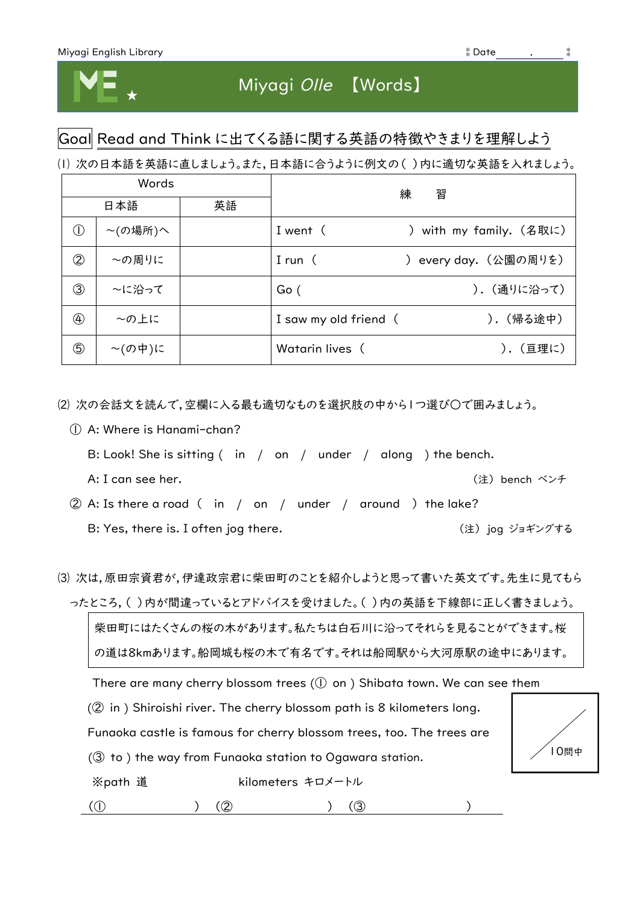Miyagi English Library　　　　Date　　.　　

# Miyagi *Olle* 【Words】

**Goal** Read and Think に出てくる語に関する英語の特徴やきまりを理解しよう

⑴ 次の日本語を英語に直しましょう。また，日本語に合うように例文の（ ）内に適切な英語を入れましょう。

| Words | | | 練　　習 |
|---|---|---|---|
| | 日本語 | 英語 | |
| ① | ～(の場所)へ | | I went（　　　　　）with my family.（名取に） |
| ② | ～の周りに | | I run（　　　　　）every day.（公園の周りを） |
| ③ | ～に沿って | | Go（　　　　　）.（通りに沿って） |
| ④ | ～の上に | | I saw my old friend（　　　　　）.（帰る途中） |
| ⑤ | ～(の中)に | | Watarin lives（　　　　　）.（亘理に） |

⑵ 次の会話文を読んで，空欄に入る最も適切なものを選択肢の中から１つ選び〇で囲みましょう。

① A: Where is Hanami-chan?

B: Look! She is sitting（ in / on / under / along ）the bench.

A: I can see her.　　　　（注）bench ベンチ

② A: Is there a road（ in / on / under / around ）the lake?

B: Yes, there is. I often jog there.　　　　（注）jog ジョギングする

⑶ 次は，原田宗資君が，伊達政宗君に柴田町のことを紹介しようと思って書いた英文です。先生に見てもらったところ，（ ）内が間違っているとアドバイスを受けました。（ ）内の英語を下線部に正しく書きましょう。

> 柴田町にはたくさんの桜の木があります。私たちは白石川に沿ってそれらを見ることができます。桜の道は8kmあります。船岡城も桜の木で有名です。それは船岡駅から大河原駅の途中にあります。

There are many cherry blossom trees (① on ) Shibata town. We can see them (② in ) Shiroishi river. The cherry blossom path is 8 kilometers long. Funaoka castle is famous for cherry blossom trees, too. The trees are (③ to ) the way from Funaoka station to Ogawara station.

※path 道　　　　kilometers キロメートル

(①　　　　　) (②　　　　　) (③　　　　　)

／10問中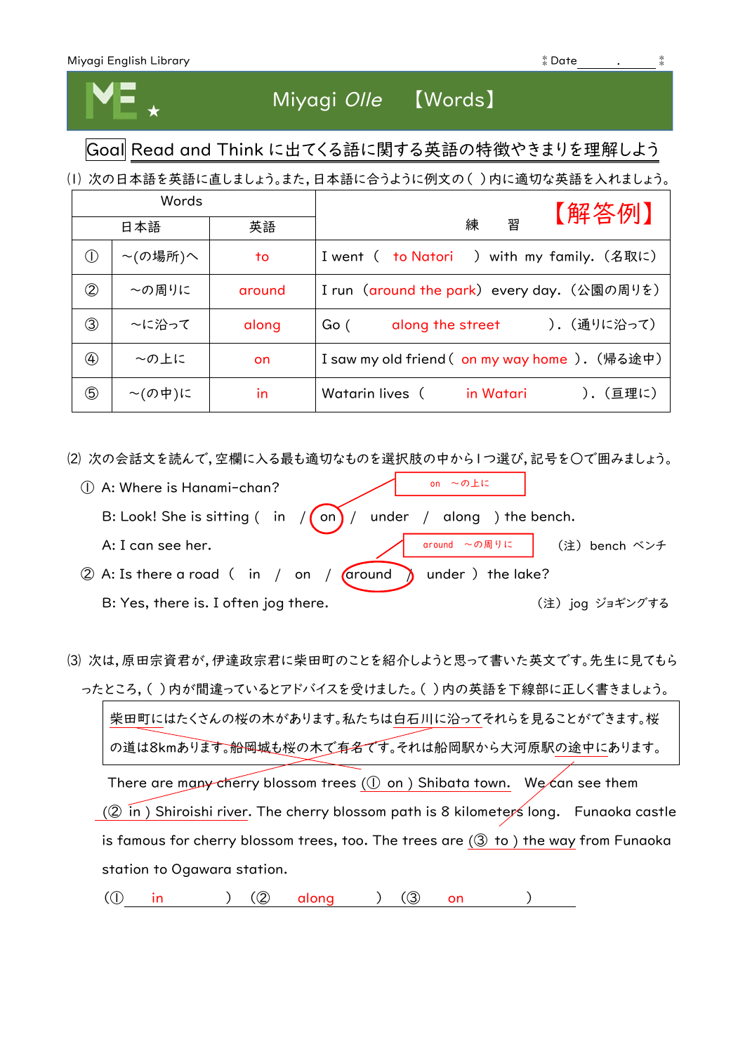# Miyagi Olle 【Words】

Goal Read and Think に出てくる語に関する英語の特徴やきまりを理解しよう

(1) 次の日本語を英語に直しましょう。また，日本語に合うように例文の（ ）内に適切な英語を入れましょう。

【解答例】

| Words | | | 練　習 |
|---|---|---|---|
| | 日本語 | 英語 | |
| ① | ～(の場所)へ | to | I went （ to Natori ） with my family.（名取に） |
| ② | ～の周りに | around | I run（around the park）every day.（公園の周りを） |
| ③ | ～に沿って | along | Go（ along the street ）.（通りに沿って） |
| ④ | ～の上に | on | I saw my old friend（ on my way home ）.（帰る途中） |
| ⑤ | ～(の中)に | in | Watarin lives （ in Watari ）.（亘理に） |

(2) 次の会話文を読んで，空欄に入る最も適切なものを選択肢の中から１つ選び，記号を○で囲みましょう。

① A: Where is Hanami-chan?

B: Look! She is sitting （ in / (on) / under / along ）the bench.

on　～の上に

A: I can see her.

（注）bench ベンチ

② A: Is there a road （ in / on / (around) / under ）the lake?

around　～の周りに

B: Yes, there is. I often jog there.

（注）jog ジョギングする

(3) 次は，原田宗資君が，伊達政宗君に柴田町のことを紹介しようと思って書いた英文です。先生に見てもらったところ，（ ）内が間違っているとアドバイスを受けました。（ ）内の英語を下線部に正しく書きましょう。

柴田町にはたくさんの桜の木があります。私たちは白石川に沿ってそれらを見ることができます。桜の道は8kmあります。船岡城も桜の木で有名です。それは船岡駅から大河原駅の途中にあります。

There are many cherry blossom trees (① on ) Shibata town. We can see them (② in ) Shiroishi river. The cherry blossom path is 8 kilometers long. Funaoka castle is famous for cherry blossom trees, too. The trees are (③ to ) the way from Funaoka station to Ogawara station.

（① in ）（② along ）（③ on ）